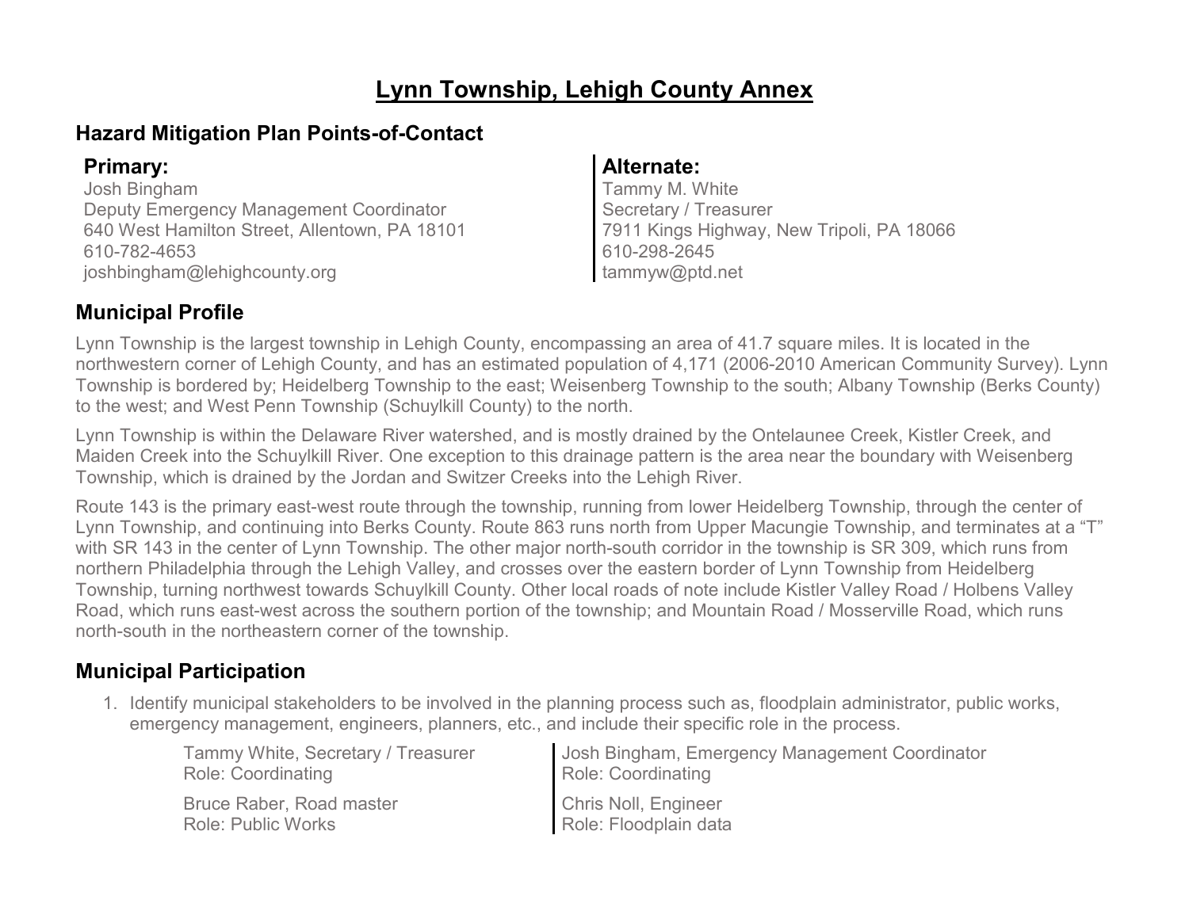# Lynn Township, Lehigh County Annex

## Hazard Mitigation Plan Points-of-Contact

**Primary:**
Josh Bingham
Deputy Emergency Management Coordinator
640 West Hamilton Street, Allentown, PA 18101
610-782-4653
joshbingham@lehighcounty.org

**Alternate:**
Tammy M. White
Secretary / Treasurer
7911 Kings Highway, New Tripoli, PA 18066
610-298-2645
tammyw@ptd.net

## Municipal Profile

Lynn Township is the largest township in Lehigh County, encompassing an area of 41.7 square miles. It is located in the northwestern corner of Lehigh County, and has an estimated population of 4,171 (2006-2010 American Community Survey). Lynn Township is bordered by; Heidelberg Township to the east; Weisenberg Township to the south; Albany Township (Berks County) to the west; and West Penn Township (Schuylkill County) to the north.

Lynn Township is within the Delaware River watershed, and is mostly drained by the Ontelaunee Creek, Kistler Creek, and Maiden Creek into the Schuylkill River. One exception to this drainage pattern is the area near the boundary with Weisenberg Township, which is drained by the Jordan and Switzer Creeks into the Lehigh River.

Route 143 is the primary east-west route through the township, running from lower Heidelberg Township, through the center of Lynn Township, and continuing into Berks County. Route 863 runs north from Upper Macungie Township, and terminates at a "T" with SR 143 in the center of Lynn Township. The other major north-south corridor in the township is SR 309, which runs from northern Philadelphia through the Lehigh Valley, and crosses over the eastern border of Lynn Township from Heidelberg Township, turning northwest towards Schuylkill County. Other local roads of note include Kistler Valley Road / Holbens Valley Road, which runs east-west across the southern portion of the township; and Mountain Road / Mosserville Road, which runs north-south in the northeastern corner of the township.

## Municipal Participation

1. Identify municipal stakeholders to be involved in the planning process such as, floodplain administrator, public works, emergency management, engineers, planners, etc., and include their specific role in the process.

   Tammy White, Secretary / Treasurer
   Role: Coordinating

   Josh Bingham, Emergency Management Coordinator
   Role: Coordinating

   Bruce Raber, Road master
   Role: Public Works

   Chris Noll, Engineer
   Role: Floodplain data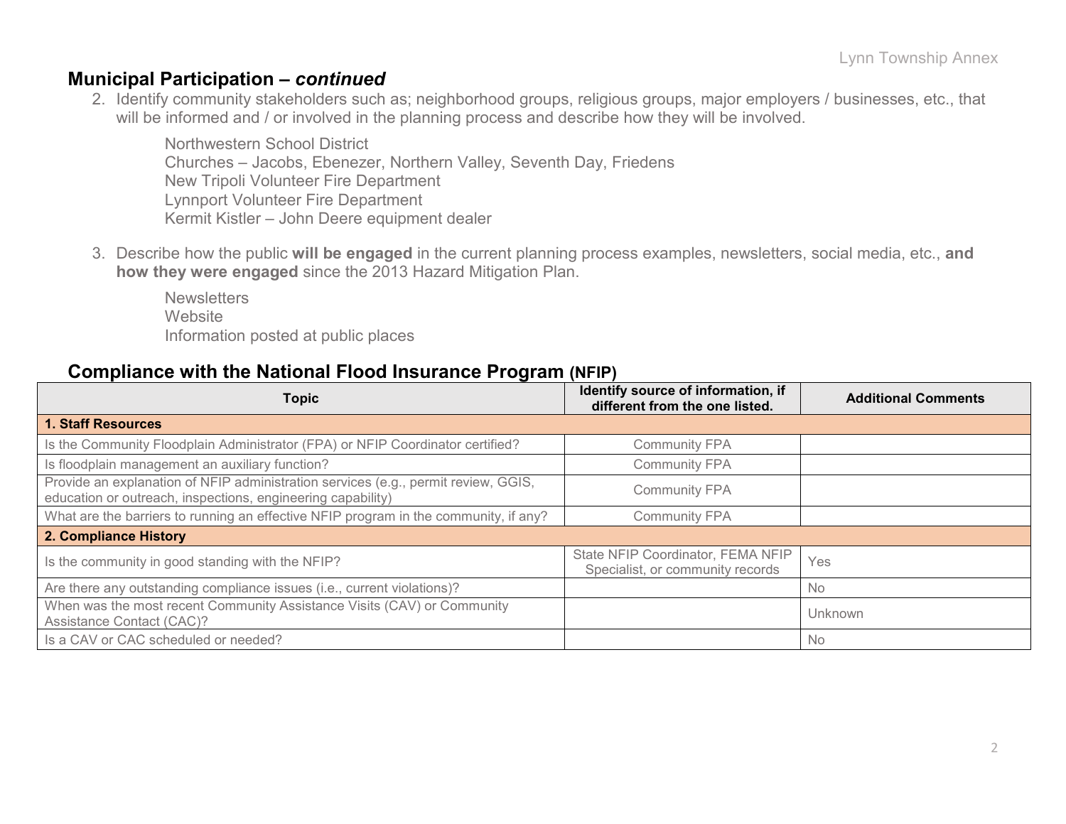## Municipal Participation – *continued*

2. Identify community stakeholders such as; neighborhood groups, religious groups, major employers / businesses, etc., that will be informed and / or involved in the planning process and describe how they will be involved.

   Northwestern School District
   Churches – Jacobs, Ebenezer, Northern Valley, Seventh Day, Friedens
   New Tripoli Volunteer Fire Department
   Lynnport Volunteer Fire Department
   Kermit Kistler – John Deere equipment dealer

3. Describe how the public **will be engaged** in the current planning process examples, newsletters, social media, etc., **and how they were engaged** since the 2013 Hazard Mitigation Plan.

   Newsletters
   Website
   Information posted at public places

## Compliance with the National Flood Insurance Program (NFIP)

| Topic | Identify source of information, if different from the one listed. | Additional Comments |
|---|---|---|
| **1. Staff Resources** | | |
| Is the Community Floodplain Administrator (FPA) or NFIP Coordinator certified? | Community FPA | |
| Is floodplain management an auxiliary function? | Community FPA | |
| Provide an explanation of NFIP administration services (e.g., permit review, GGIS, education or outreach, inspections, engineering capability) | Community FPA | |
| What are the barriers to running an effective NFIP program in the community, if any? | Community FPA | |
| **2. Compliance History** | | |
| Is the community in good standing with the NFIP? | State NFIP Coordinator, FEMA NFIP Specialist, or community records | Yes |
| Are there any outstanding compliance issues (i.e., current violations)? | | No |
| When was the most recent Community Assistance Visits (CAV) or Community Assistance Contact (CAC)? | | Unknown |
| Is a CAV or CAC scheduled or needed? | | No |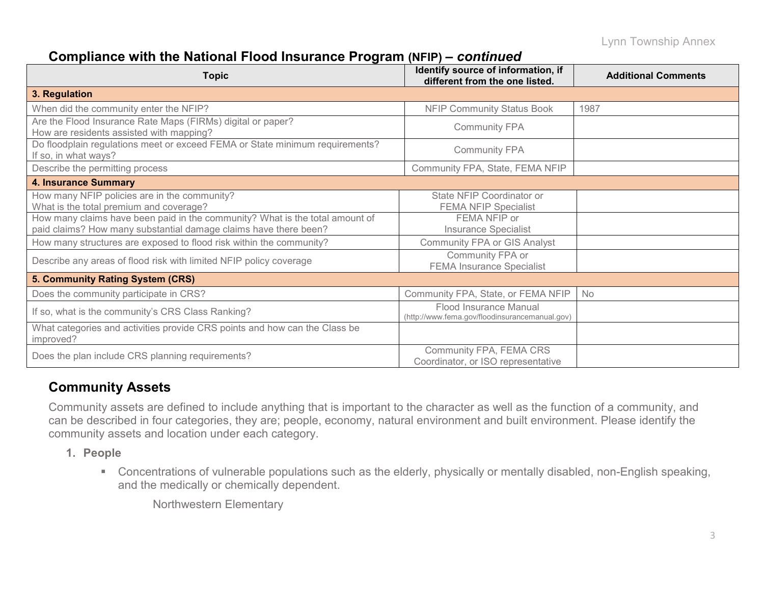## Compliance with the National Flood Insurance Program (NFIP) – *continued*

| Topic | Identify source of information, if different from the one listed. | Additional Comments |
|---|---|---|
| **3. Regulation** | | |
| When did the community enter the NFIP? | NFIP Community Status Book | 1987 |
| Are the Flood Insurance Rate Maps (FIRMs) digital or paper? How are residents assisted with mapping? | Community FPA | |
| Do floodplain regulations meet or exceed FEMA or State minimum requirements? If so, in what ways? | Community FPA | |
| Describe the permitting process | Community FPA, State, FEMA NFIP | |
| **4. Insurance Summary** | | |
| How many NFIP policies are in the community? What is the total premium and coverage? | State NFIP Coordinator or FEMA NFIP Specialist | |
| How many claims have been paid in the community? What is the total amount of paid claims? How many substantial damage claims have there been? | FEMA NFIP or Insurance Specialist | |
| How many structures are exposed to flood risk within the community? | Community FPA or GIS Analyst | |
| Describe any areas of flood risk with limited NFIP policy coverage | Community FPA or FEMA Insurance Specialist | |
| **5. Community Rating System (CRS)** | | |
| Does the community participate in CRS? | Community FPA, State, or FEMA NFIP | No |
| If so, what is the community's CRS Class Ranking? | Flood Insurance Manual (http://www.fema.gov/floodinsurancemanual.gov) | |
| What categories and activities provide CRS points and how can the Class be improved? | | |
| Does the plan include CRS planning requirements? | Community FPA, FEMA CRS Coordinator, or ISO representative | |

## Community Assets

Community assets are defined to include anything that is important to the character as well as the function of a community, and can be described in four categories, they are; people, economy, natural environment and built environment. Please identify the community assets and location under each category.

1. **People**
   - Concentrations of vulnerable populations such as the elderly, physically or mentally disabled, non-English speaking, and the medically or chemically dependent.

     Northwestern Elementary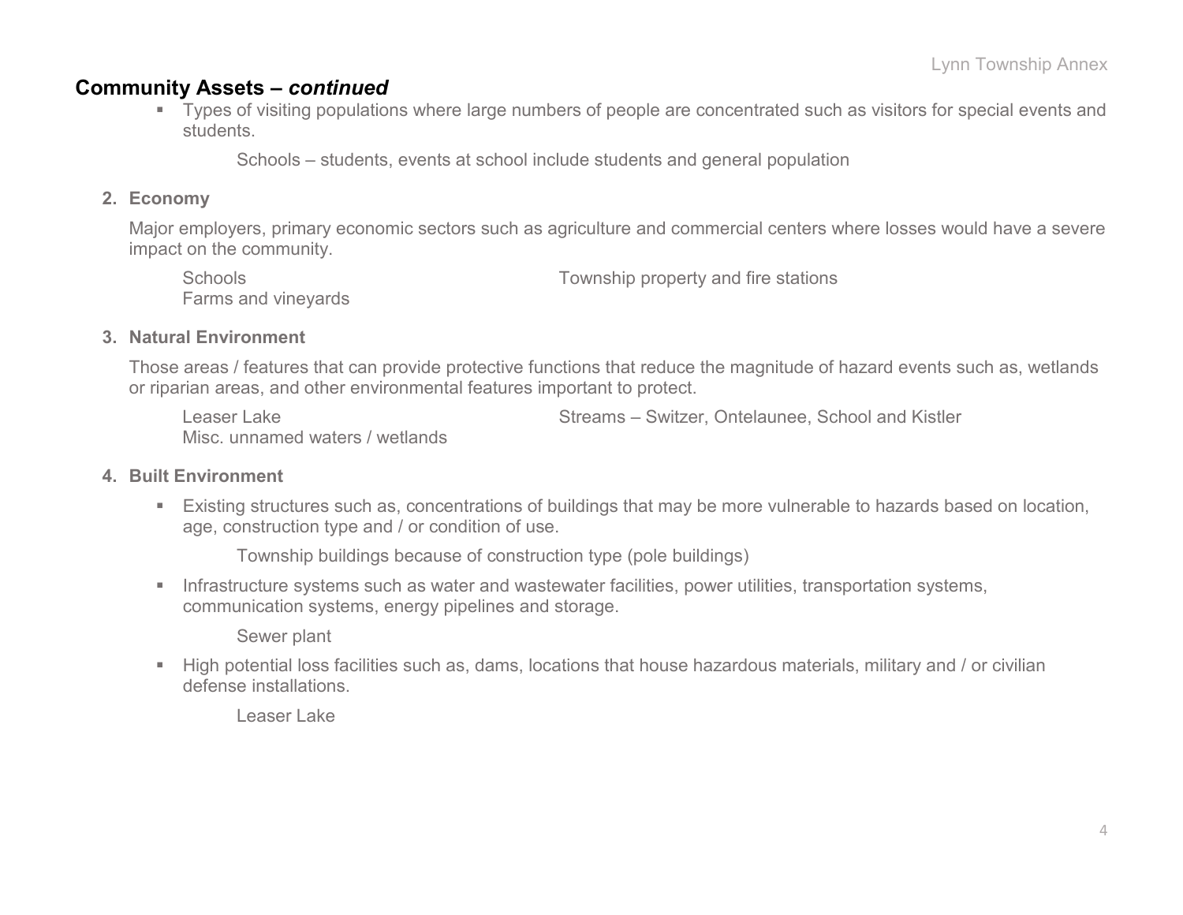## Community Assets – *continued*

- Types of visiting populations where large numbers of people are concentrated such as visitors for special events and students.

    Schools – students, events at school include students and general population

2. **Economy**

    Major employers, primary economic sectors such as agriculture and commercial centers where losses would have a severe impact on the community.

    Schools
    Farms and vineyards
    Township property and fire stations

3. **Natural Environment**

    Those areas / features that can provide protective functions that reduce the magnitude of hazard events such as, wetlands or riparian areas, and other environmental features important to protect.

    Leaser Lake
    Misc. unnamed waters / wetlands
    Streams – Switzer, Ontelaunee, School and Kistler

4. **Built Environment**

    - Existing structures such as, concentrations of buildings that may be more vulnerable to hazards based on location, age, construction type and / or condition of use.

        Township buildings because of construction type (pole buildings)

    - Infrastructure systems such as water and wastewater facilities, power utilities, transportation systems, communication systems, energy pipelines and storage.

        Sewer plant

    - High potential loss facilities such as, dams, locations that house hazardous materials, military and / or civilian defense installations.

        Leaser Lake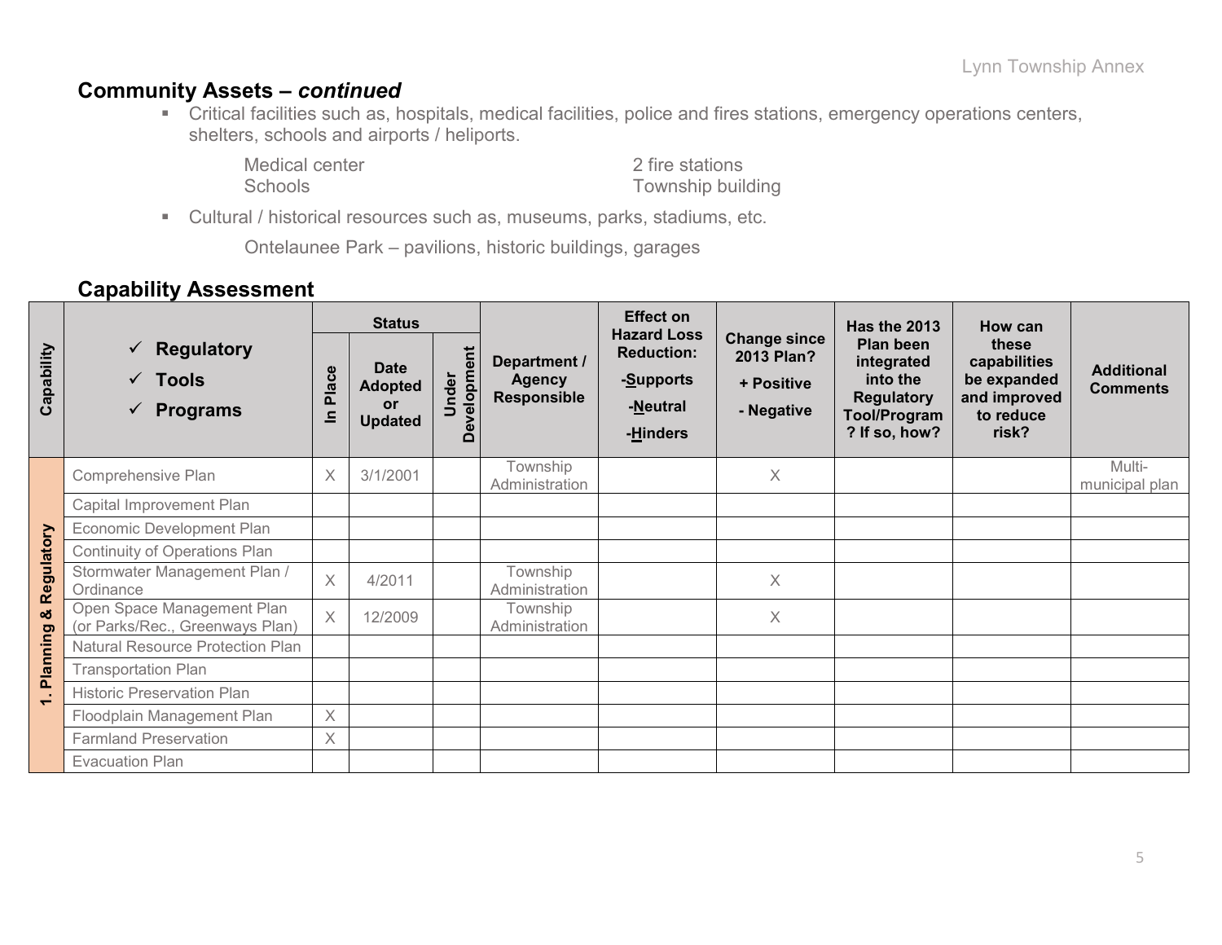## Community Assets – *continued*

- Critical facilities such as, hospitals, medical facilities, police and fires stations, emergency operations centers, shelters, schools and airports / heliports.

  Medical center
  Schools
  2 fire stations
  Township building

- Cultural / historical resources such as, museums, parks, stadiums, etc.

  Ontelaunee Park – pavilions, historic buildings, garages

## Capability Assessment

| Capability | ✓ Regulatory ✓ Tools ✓ Programs | Status | | | Department / Agency Responsible | Effect on Hazard Loss Reduction: -Supports -Neutral -Hinders | Change since 2013 Plan? + Positive - Negative | Has the 2013 Plan been integrated into the Regulatory Tool/Program? If so, how? | How can these capabilities be expanded and improved to reduce risk? | Additional Comments |
|---|---|---|---|---|---|---|---|---|---|---|
| | | In Place | Date Adopted or Updated | Under Development | | | | | | |
| 1. Planning & Regulatory | Comprehensive Plan | X | 3/1/2001 | | Township Administration | | X | | | Multi-municipal plan |
| | Capital Improvement Plan | | | | | | | | | |
| | Economic Development Plan | | | | | | | | | |
| | Continuity of Operations Plan | | | | | | | | | |
| | Stormwater Management Plan / Ordinance | X | 4/2011 | | Township Administration | | X | | | |
| | Open Space Management Plan (or Parks/Rec., Greenways Plan) | X | 12/2009 | | Township Administration | | X | | | |
| | Natural Resource Protection Plan | | | | | | | | | |
| | Transportation Plan | | | | | | | | | |
| | Historic Preservation Plan | | | | | | | | | |
| | Floodplain Management Plan | X | | | | | | | | |
| | Farmland Preservation | X | | | | | | | | |
| | Evacuation Plan | | | | | | | | | |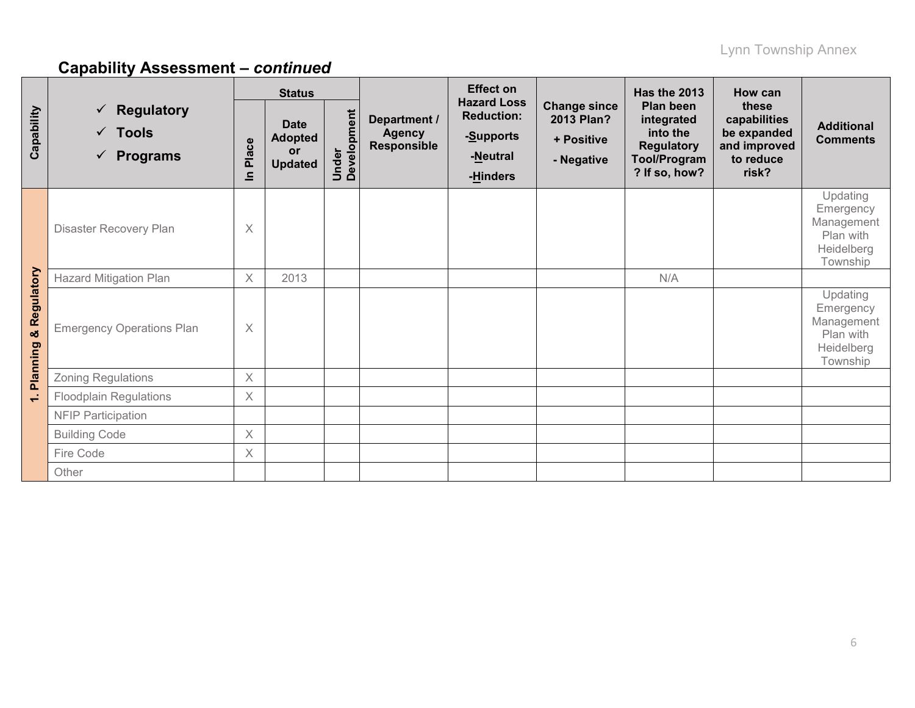## Capability Assessment – *continued*

| Capability | ✓ Regulatory ✓ Tools ✓ Programs | Status | | | Department / Agency Responsible | Effect on Hazard Loss Reduction: -Supports -Neutral -Hinders | Change since 2013 Plan? + Positive - Negative | Has the 2013 Plan been integrated into the Regulatory Tool/Program? If so, how? | How can these capabilities be expanded and improved to reduce risk? | Additional Comments |
|---|---|---|---|---|---|---|---|---|---|---|
| | | In Place | Date Adopted or Updated | Under Development | | | | | | |
| 1. Planning & Regulatory | Disaster Recovery Plan | X | | | | | | | | Updating Emergency Management Plan with Heidelberg Township |
| | Hazard Mitigation Plan | X | 2013 | | | | | N/A | | |
| | Emergency Operations Plan | X | | | | | | | | Updating Emergency Management Plan with Heidelberg Township |
| | Zoning Regulations | X | | | | | | | | |
| | Floodplain Regulations | X | | | | | | | | |
| | NFIP Participation | | | | | | | | | |
| | Building Code | X | | | | | | | | |
| | Fire Code | X | | | | | | | | |
| | Other | | | | | | | | | |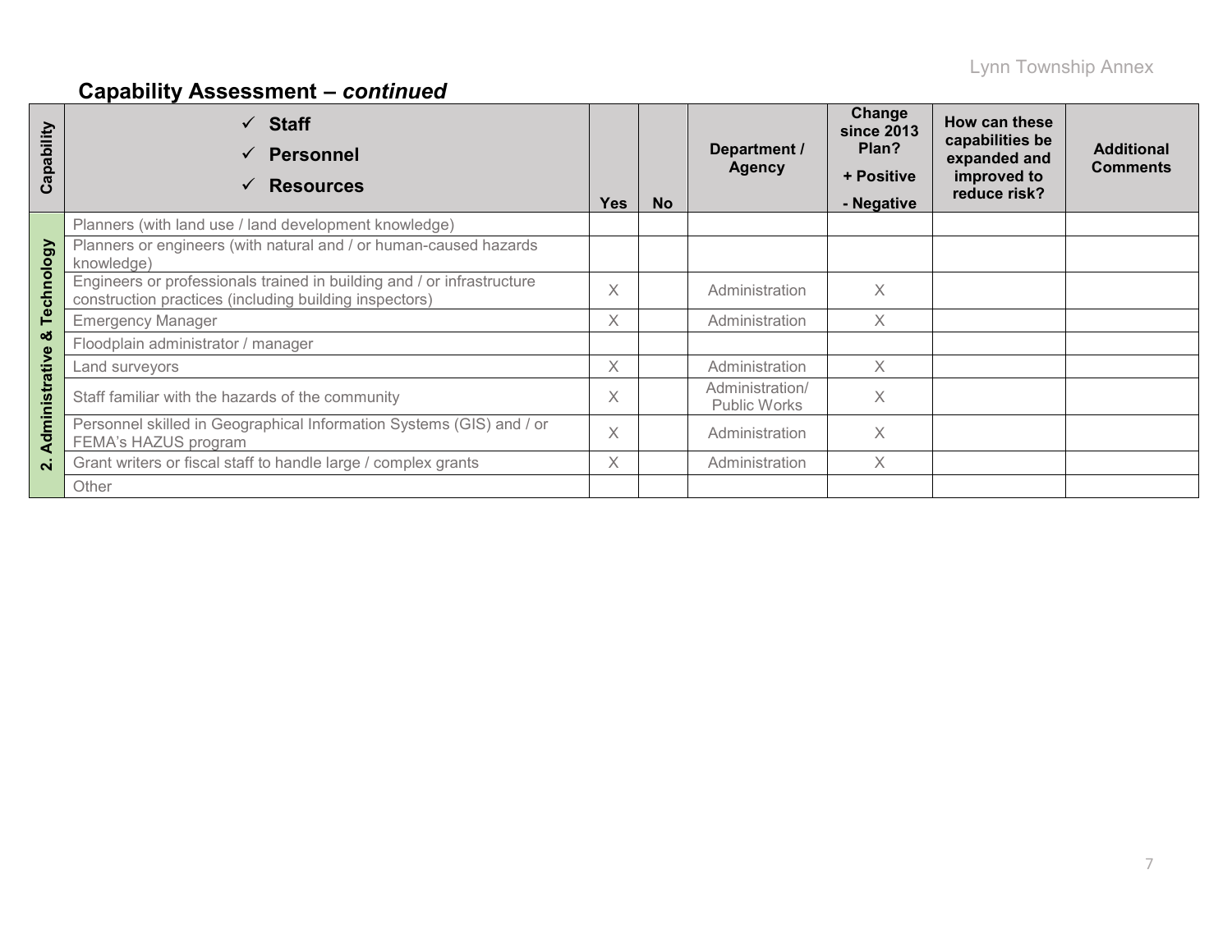## Capability Assessment – *continued*

| Capability | ✓ **Staff** ✓ **Personnel** ✓ **Resources** | Yes | No | Department / Agency | Change since 2013 Plan? + Positive - Negative | How can these capabilities be expanded and improved to reduce risk? | Additional Comments |
|---|---|---|---|---|---|---|---|
| 2. Administrative & Technology | Planners (with land use / land development knowledge) | | | | | | |
| | Planners or engineers (with natural and / or human-caused hazards knowledge) | | | | | | |
| | Engineers or professionals trained in building and / or infrastructure construction practices (including building inspectors) | X | | Administration | X | | |
| | Emergency Manager | X | | Administration | X | | |
| | Floodplain administrator / manager | | | | | | |
| | Land surveyors | X | | Administration | X | | |
| | Staff familiar with the hazards of the community | X | | Administration/ Public Works | X | | |
| | Personnel skilled in Geographical Information Systems (GIS) and / or FEMA's HAZUS program | X | | Administration | X | | |
| | Grant writers or fiscal staff to handle large / complex grants | X | | Administration | X | | |
| | Other | | | | | | |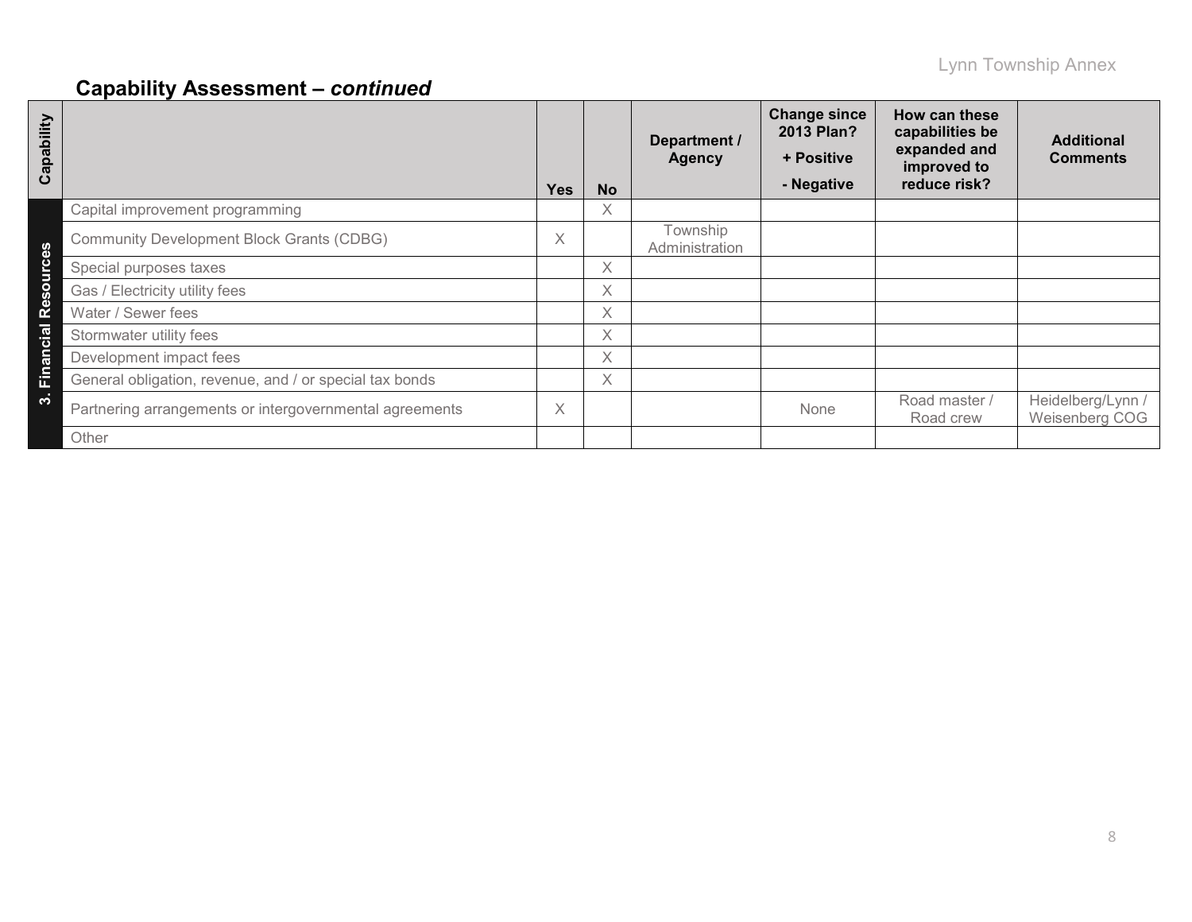## Capability Assessment – *continued*

| Capability | | Yes | No | Department / Agency | Change since 2013 Plan? + Positive - Negative | How can these capabilities be expanded and improved to reduce risk? | Additional Comments |
|---|---|---|---|---|---|---|---|
| 3. Financial Resources | Capital improvement programming | | X | | | | |
| | Community Development Block Grants (CDBG) | X | | Township Administration | | | |
| | Special purposes taxes | | X | | | | |
| | Gas / Electricity utility fees | | X | | | | |
| | Water / Sewer fees | | X | | | | |
| | Stormwater utility fees | | X | | | | |
| | Development impact fees | | X | | | | |
| | General obligation, revenue, and / or special tax bonds | | X | | | | |
| | Partnering arrangements or intergovernmental agreements | X | | | None | Road master / Road crew | Heidelberg/Lynn / Weisenberg COG |
| | Other | | | | | | |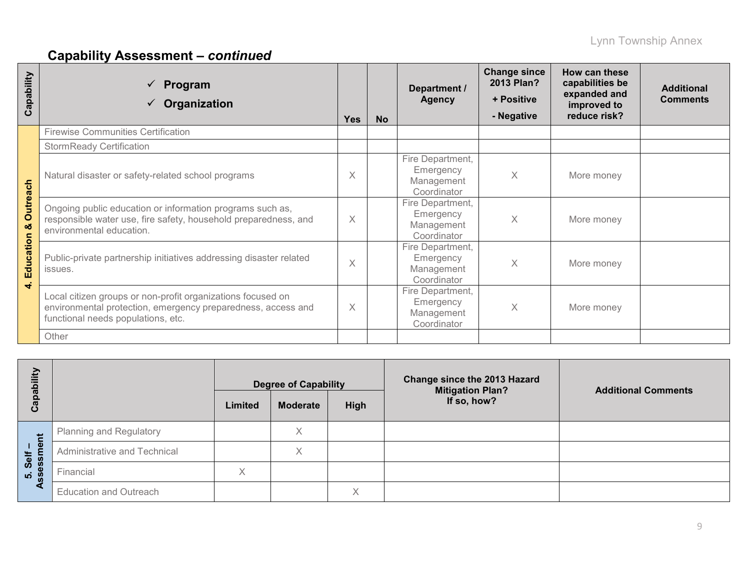## Capability Assessment – *continued*

| Capability | ✓ Program<br>✓ Organization | Yes | No | Department / Agency | Change since 2013 Plan?<br>+ Positive<br>- Negative | How can these capabilities be expanded and improved to reduce risk? | Additional Comments |
|---|---|---|---|---|---|---|---|
| 4. Education & Outreach | Firewise Communities Certification | | | | | | |
| | StormReady Certification | | | | | | |
| | Natural disaster or safety-related school programs | X | | Fire Department, Emergency Management Coordinator | X | More money | |
| | Ongoing public education or information programs such as, responsible water use, fire safety, household preparedness, and environmental education. | X | | Fire Department, Emergency Management Coordinator | X | More money | |
| | Public-private partnership initiatives addressing disaster related issues. | X | | Fire Department, Emergency Management Coordinator | X | More money | |
| | Local citizen groups or non-profit organizations focused on environmental protection, emergency preparedness, access and functional needs populations, etc. | X | | Fire Department, Emergency Management Coordinator | X | More money | |
| | Other | | | | | | |

| Capability | | Degree of Capability | | | Change since the 2013 Hazard Mitigation Plan? If so, how? | Additional Comments |
|---|---|---|---|---|---|---|
| | | Limited | Moderate | High | | |
| 5. Self – Assessment | Planning and Regulatory | | X | | | |
| | Administrative and Technical | | X | | | |
| | Financial | X | | | | |
| | Education and Outreach | | | X | | |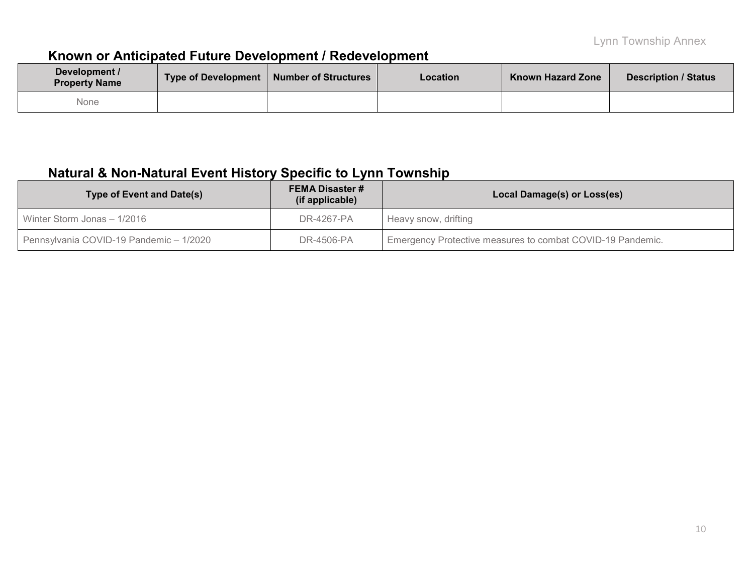## Known or Anticipated Future Development / Redevelopment

| Development / Property Name | Type of Development | Number of Structures | Location | Known Hazard Zone | Description / Status |
|---|---|---|---|---|---|
| None | | | | | |

## Natural & Non-Natural Event History Specific to Lynn Township

| Type of Event and Date(s) | FEMA Disaster # (if applicable) | Local Damage(s) or Loss(es) |
|---|---|---|
| Winter Storm Jonas – 1/2016 | DR-4267-PA | Heavy snow, drifting |
| Pennsylvania COVID-19 Pandemic – 1/2020 | DR-4506-PA | Emergency Protective measures to combat COVID-19 Pandemic. |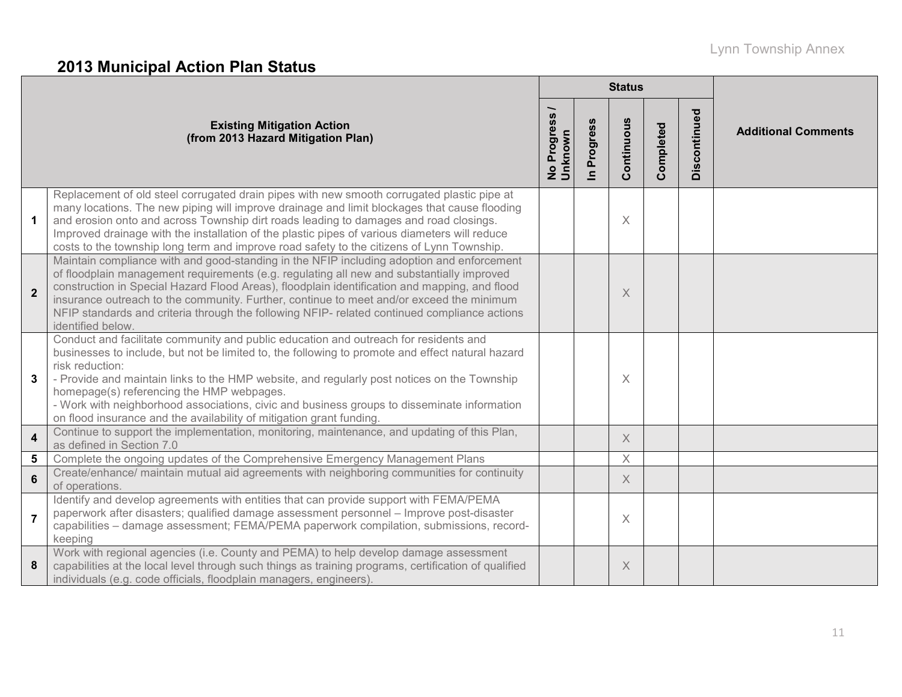## 2013 Municipal Action Plan Status

| | Existing Mitigation Action (from 2013 Hazard Mitigation Plan) | Status | | | | | Additional Comments |
|---|---|---|---|---|---|---|---|
| | | No Progress / Unknown | In Progress | Continuous | Completed | Discontinued | |
| 1 | Replacement of old steel corrugated drain pipes with new smooth corrugated plastic pipe at many locations. The new piping will improve drainage and limit blockages that cause flooding and erosion onto and across Township dirt roads leading to damages and road closings. Improved drainage with the installation of the plastic pipes of various diameters will reduce costs to the township long term and improve road safety to the citizens of Lynn Township. | | | X | | | |
| 2 | Maintain compliance with and good-standing in the NFIP including adoption and enforcement of floodplain management requirements (e.g. regulating all new and substantially improved construction in Special Hazard Flood Areas), floodplain identification and mapping, and flood insurance outreach to the community. Further, continue to meet and/or exceed the minimum NFIP standards and criteria through the following NFIP- related continued compliance actions identified below. | | | X | | | |
| 3 | Conduct and facilitate community and public education and outreach for residents and businesses to include, but not be limited to, the following to promote and effect natural hazard risk reduction:<br>- Provide and maintain links to the HMP website, and regularly post notices on the Township homepage(s) referencing the HMP webpages.<br>- Work with neighborhood associations, civic and business groups to disseminate information on flood insurance and the availability of mitigation grant funding. | | | X | | | |
| 4 | Continue to support the implementation, monitoring, maintenance, and updating of this Plan, as defined in Section 7.0 | | | X | | | |
| 5 | Complete the ongoing updates of the Comprehensive Emergency Management Plans | | | X | | | |
| 6 | Create/enhance/ maintain mutual aid agreements with neighboring communities for continuity of operations. | | | X | | | |
| 7 | Identify and develop agreements with entities that can provide support with FEMA/PEMA paperwork after disasters; qualified damage assessment personnel – Improve post-disaster capabilities – damage assessment; FEMA/PEMA paperwork compilation, submissions, record-keeping | | | X | | | |
| 8 | Work with regional agencies (i.e. County and PEMA) to help develop damage assessment capabilities at the local level through such things as training programs, certification of qualified individuals (e.g. code officials, floodplain managers, engineers). | | | X | | | |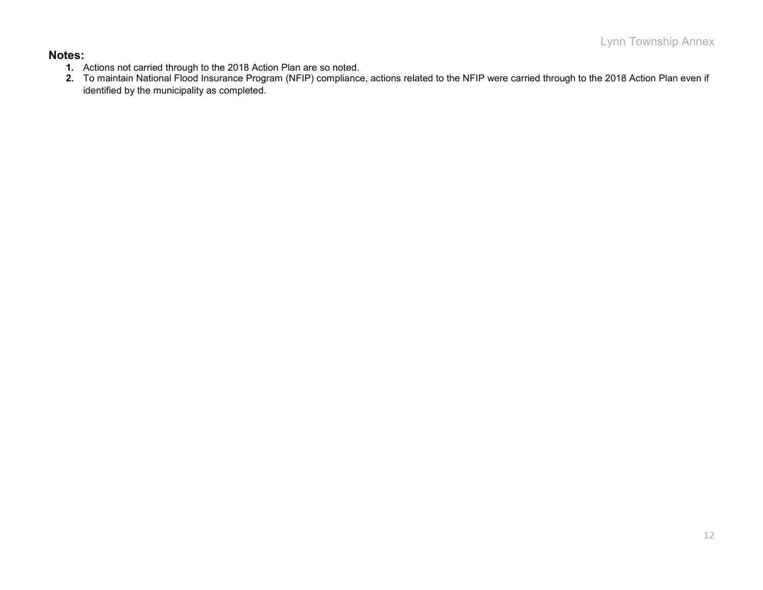**Notes:**

1. Actions not carried through to the 2018 Action Plan are so noted.
2. To maintain National Flood Insurance Program (NFIP) compliance, actions related to the NFIP were carried through to the 2018 Action Plan even if identified by the municipality as completed.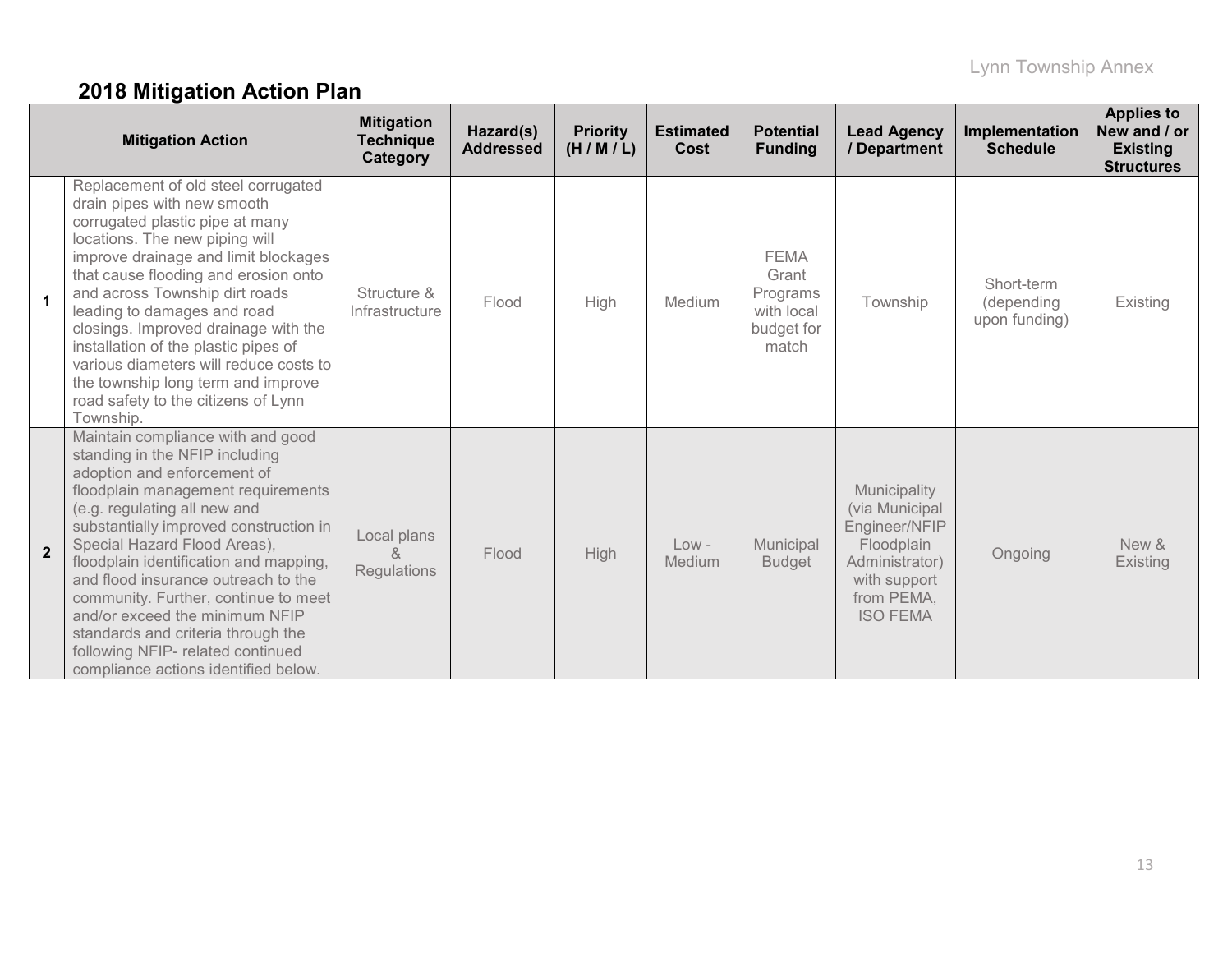## 2018 Mitigation Action Plan

| | Mitigation Action | Mitigation Technique Category | Hazard(s) Addressed | Priority (H / M / L) | Estimated Cost | Potential Funding | Lead Agency / Department | Implementation Schedule | Applies to New and / or Existing Structures |
|---|---|---|---|---|---|---|---|---|---|
| **1** | Replacement of old steel corrugated drain pipes with new smooth corrugated plastic pipe at many locations. The new piping will improve drainage and limit blockages that cause flooding and erosion onto and across Township dirt roads leading to damages and road closings. Improved drainage with the installation of the plastic pipes of various diameters will reduce costs to the township long term and improve road safety to the citizens of Lynn Township. | Structure & Infrastructure | Flood | High | Medium | FEMA Grant Programs with local budget for match | Township | Short-term (depending upon funding) | Existing |
| **2** | Maintain compliance with and good standing in the NFIP including adoption and enforcement of floodplain management requirements (e.g. regulating all new and substantially improved construction in Special Hazard Flood Areas), floodplain identification and mapping, and flood insurance outreach to the community. Further, continue to meet and/or exceed the minimum NFIP standards and criteria through the following NFIP- related continued compliance actions identified below. | Local plans & Regulations | Flood | High | Low - Medium | Municipal Budget | Municipality (via Municipal Engineer/NFIP Floodplain Administrator) with support from PEMA, ISO FEMA | Ongoing | New & Existing |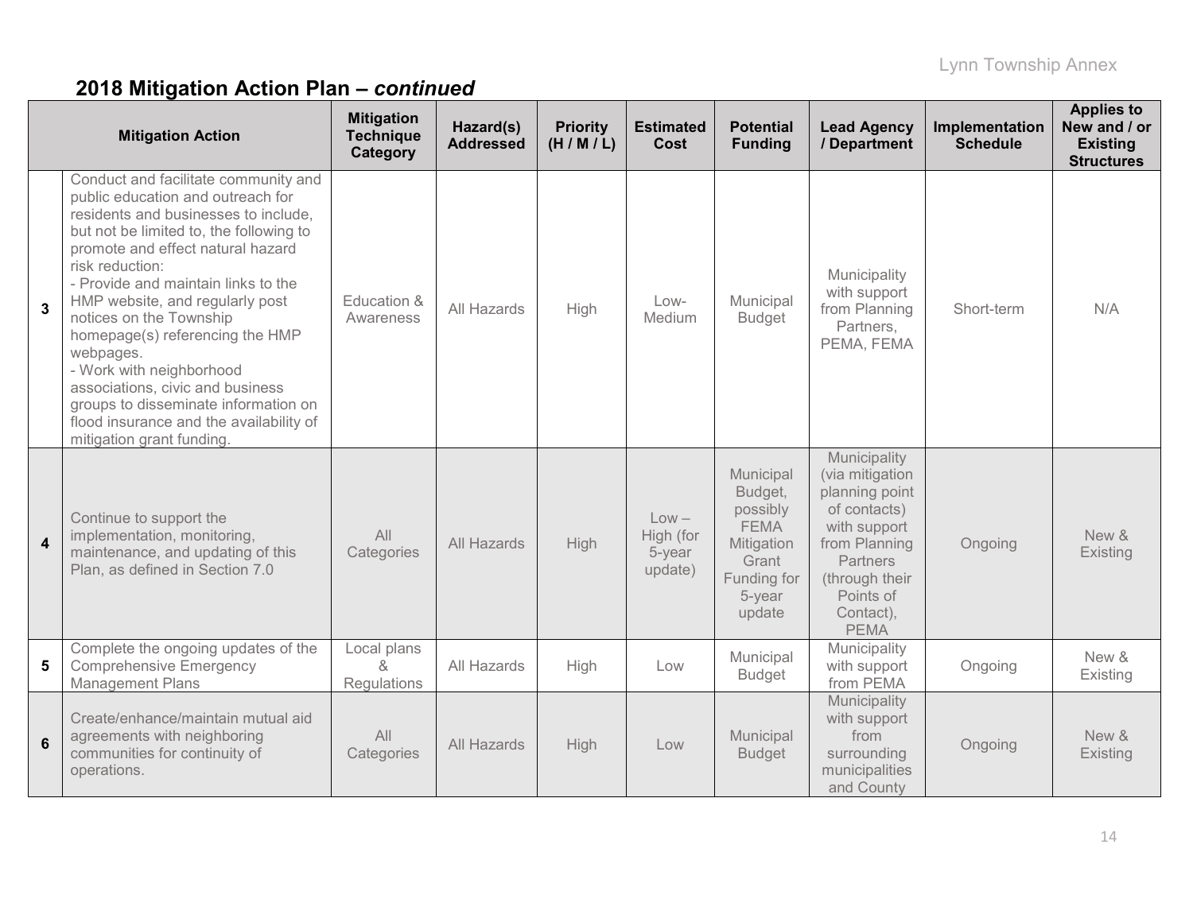## 2018 Mitigation Action Plan – *continued*

| | Mitigation Action | Mitigation Technique Category | Hazard(s) Addressed | Priority (H / M / L) | Estimated Cost | Potential Funding | Lead Agency / Department | Implementation Schedule | Applies to New and / or Existing Structures |
|---|---|---|---|---|---|---|---|---|---|
| **3** | Conduct and facilitate community and public education and outreach for residents and businesses to include, but not be limited to, the following to promote and effect natural hazard risk reduction:<br>- Provide and maintain links to the HMP website, and regularly post notices on the Township homepage(s) referencing the HMP webpages.<br>- Work with neighborhood associations, civic and business groups to disseminate information on flood insurance and the availability of mitigation grant funding. | Education & Awareness | All Hazards | High | Low-Medium | Municipal Budget | Municipality with support from Planning Partners, PEMA, FEMA | Short-term | N/A |
| **4** | Continue to support the implementation, monitoring, maintenance, and updating of this Plan, as defined in Section 7.0 | All Categories | All Hazards | High | Low – High (for 5-year update) | Municipal Budget, possibly FEMA Mitigation Grant Funding for 5-year update | Municipality (via mitigation planning point of contacts) with support from Planning Partners (through their Points of Contact), PEMA | Ongoing | New & Existing |
| **5** | Complete the ongoing updates of the Comprehensive Emergency Management Plans | Local plans & Regulations | All Hazards | High | Low | Municipal Budget | Municipality with support from PEMA | Ongoing | New & Existing |
| **6** | Create/enhance/maintain mutual aid agreements with neighboring communities for continuity of operations. | All Categories | All Hazards | High | Low | Municipal Budget | Municipality with support from surrounding municipalities and County | Ongoing | New & Existing |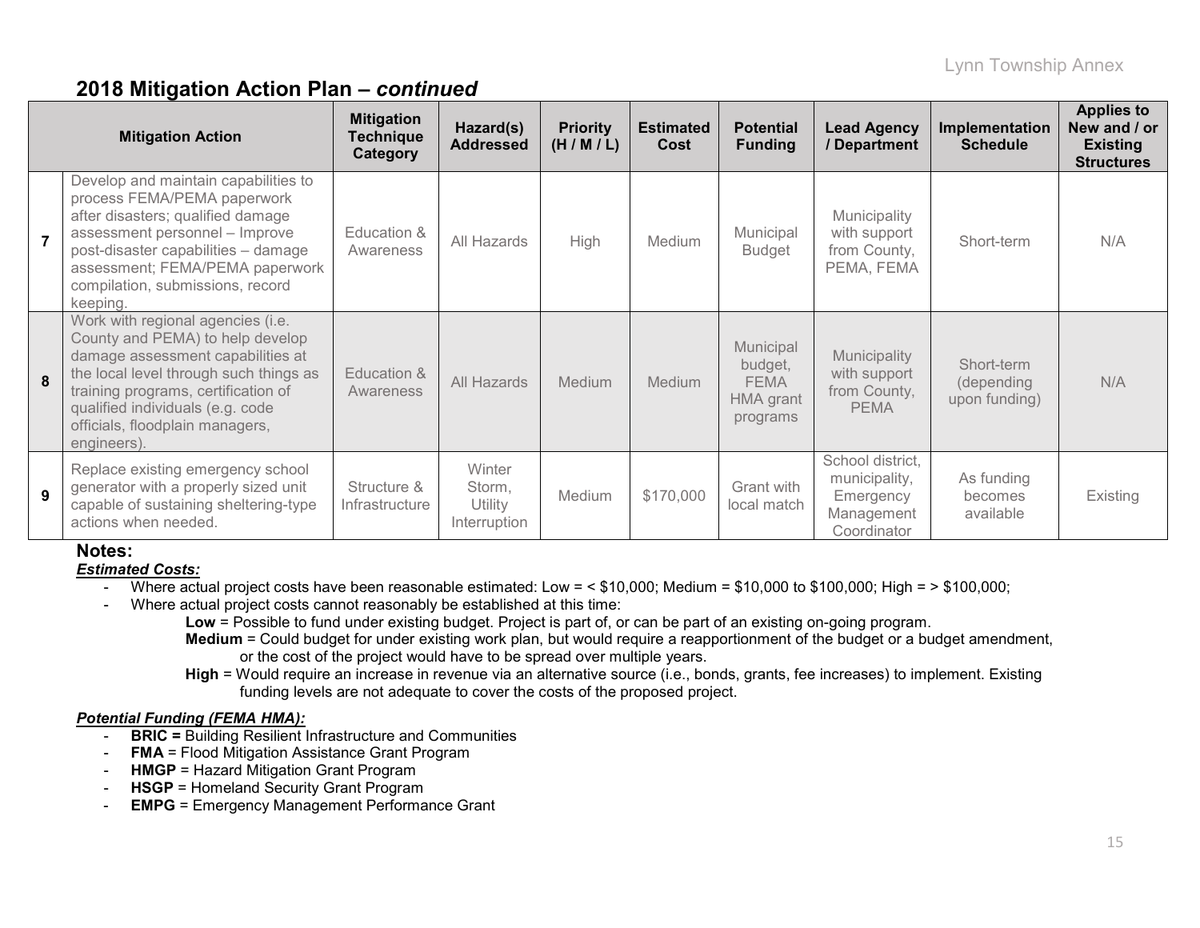## 2018 Mitigation Action Plan – *continued*

| | Mitigation Action | Mitigation Technique Category | Hazard(s) Addressed | Priority (H / M / L) | Estimated Cost | Potential Funding | Lead Agency / Department | Implementation Schedule | Applies to New and / or Existing Structures |
|---|---|---|---|---|---|---|---|---|---|
| 7 | Develop and maintain capabilities to process FEMA/PEMA paperwork after disasters; qualified damage assessment personnel – Improve post-disaster capabilities – damage assessment; FEMA/PEMA paperwork compilation, submissions, record keeping. | Education & Awareness | All Hazards | High | Medium | Municipal Budget | Municipality with support from County, PEMA, FEMA | Short-term | N/A |
| 8 | Work with regional agencies (i.e. County and PEMA) to help develop damage assessment capabilities at the local level through such things as training programs, certification of qualified individuals (e.g. code officials, floodplain managers, engineers). | Education & Awareness | All Hazards | Medium | Medium | Municipal budget, FEMA HMA grant programs | Municipality with support from County, PEMA | Short-term (depending upon funding) | N/A |
| 9 | Replace existing emergency school generator with a properly sized unit capable of sustaining sheltering-type actions when needed. | Structure & Infrastructure | Winter Storm, Utility Interruption | Medium | $170,000 | Grant with local match | School district, municipality, Emergency Management Coordinator | As funding becomes available | Existing |

**Notes:**

***Estimated Costs:***

- Where actual project costs have been reasonable estimated: Low = < $10,000; Medium = $10,000 to $100,000; High = > $100,000;
- Where actual project costs cannot reasonably be established at this time:
  - **Low** = Possible to fund under existing budget. Project is part of, or can be part of an existing on-going program.
  - **Medium** = Could budget for under existing work plan, but would require a reapportionment of the budget or a budget amendment, or the cost of the project would have to be spread over multiple years.
  - **High** = Would require an increase in revenue via an alternative source (i.e., bonds, grants, fee increases) to implement. Existing funding levels are not adequate to cover the costs of the proposed project.

***Potential Funding (FEMA HMA):***

- **BRIC =** Building Resilient Infrastructure and Communities
- **FMA** = Flood Mitigation Assistance Grant Program
- **HMGP** = Hazard Mitigation Grant Program
- **HSGP** = Homeland Security Grant Program
- **EMPG** = Emergency Management Performance Grant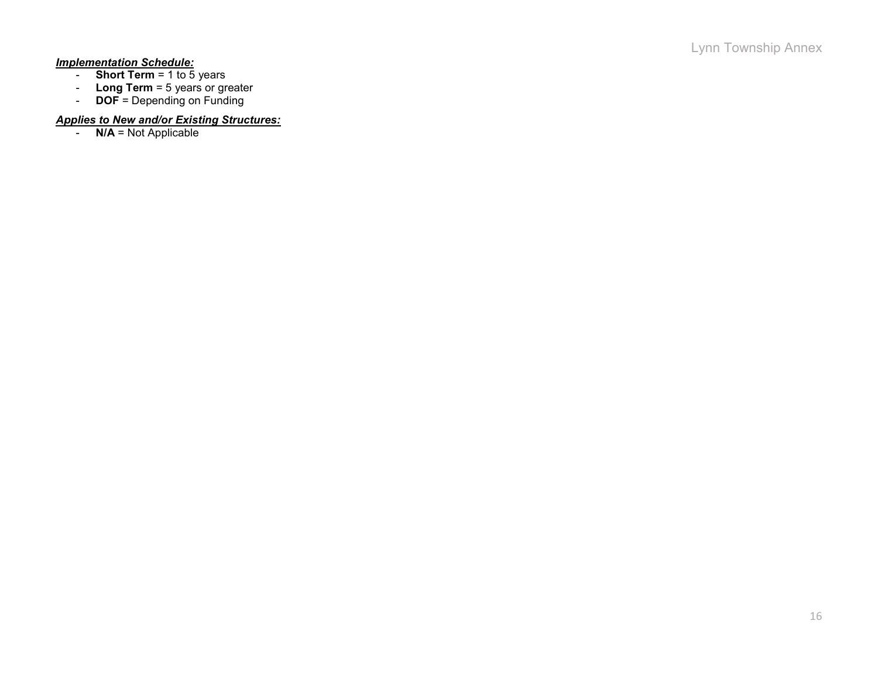***Implementation Schedule:***

- **Short Term** = 1 to 5 years
- **Long Term** = 5 years or greater
- **DOF** = Depending on Funding

***Applies to New and/or Existing Structures:***

- **N/A** = Not Applicable